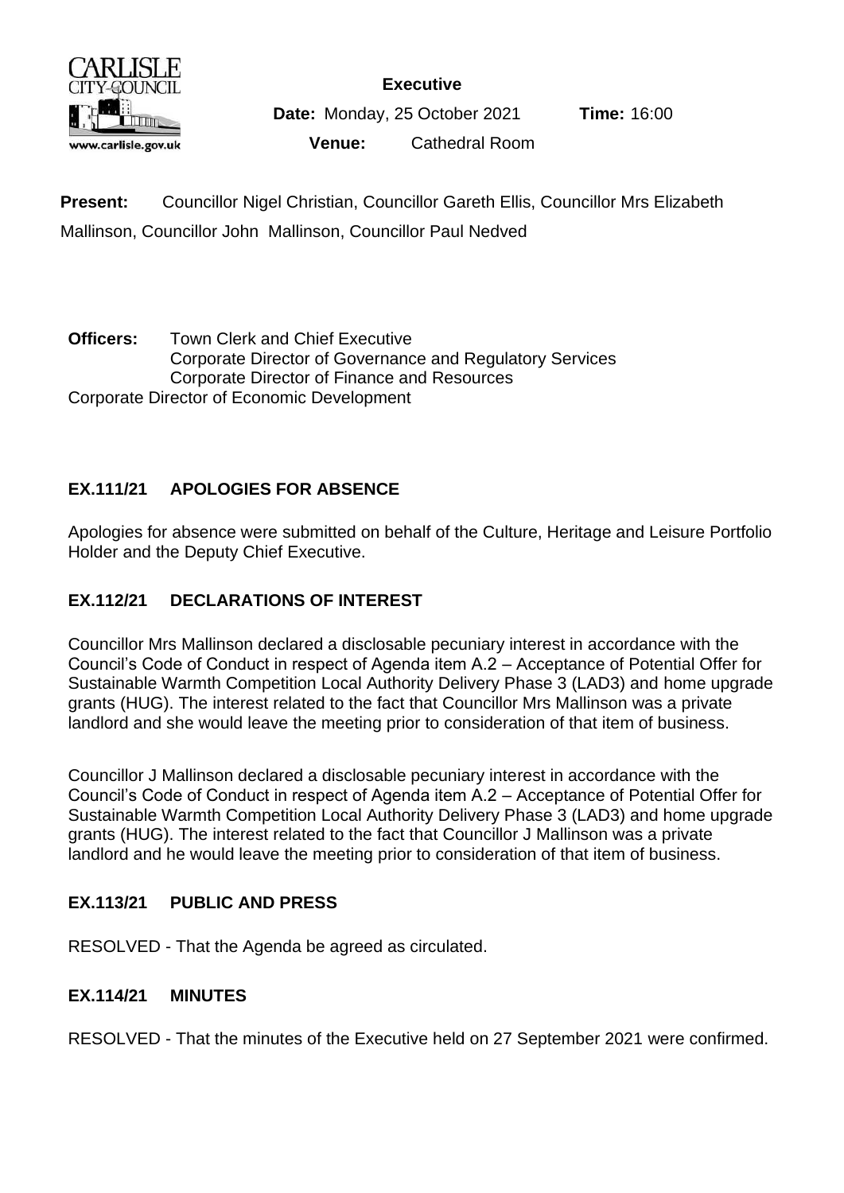**Executive**

**Date:** Monday, 25 October 2021 **Time:** 16:00

**Venue:** Cathedral Room

**Present:** Councillor Nigel Christian, Councillor Gareth Ellis, Councillor Mrs Elizabeth Mallinson, Councillor John Mallinson, Councillor Paul Nedved

**Officers:** Town Clerk and Chief Executive
Corporate Director of Governance and Regulatory Services
Corporate Director of Finance and Resources
Corporate Director of Economic Development

## EX.111/21 APOLOGIES FOR ABSENCE

Apologies for absence were submitted on behalf of the Culture, Heritage and Leisure Portfolio Holder and the Deputy Chief Executive.

## EX.112/21 DECLARATIONS OF INTEREST

Councillor Mrs Mallinson declared a disclosable pecuniary interest in accordance with the Council's Code of Conduct in respect of Agenda item A.2 – Acceptance of Potential Offer for Sustainable Warmth Competition Local Authority Delivery Phase 3 (LAD3) and home upgrade grants (HUG). The interest related to the fact that Councillor Mrs Mallinson was a private landlord and she would leave the meeting prior to consideration of that item of business.

Councillor J Mallinson declared a disclosable pecuniary interest in accordance with the Council's Code of Conduct in respect of Agenda item A.2 – Acceptance of Potential Offer for Sustainable Warmth Competition Local Authority Delivery Phase 3 (LAD3) and home upgrade grants (HUG). The interest related to the fact that Councillor J Mallinson was a private landlord and he would leave the meeting prior to consideration of that item of business.

## EX.113/21 PUBLIC AND PRESS

RESOLVED - That the Agenda be agreed as circulated.

## EX.114/21 MINUTES

RESOLVED - That the minutes of the Executive held on 27 September 2021 were confirmed.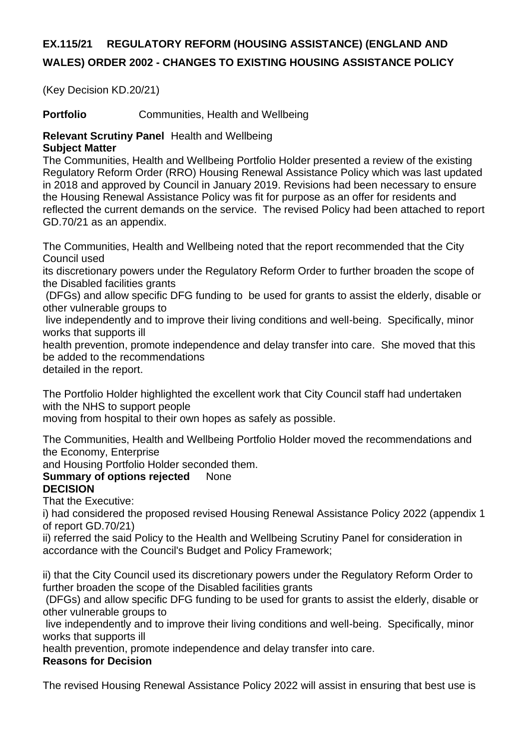## EX.115/21 REGULATORY REFORM (HOUSING ASSISTANCE) (ENGLAND AND WALES) ORDER 2002 - CHANGES TO EXISTING HOUSING ASSISTANCE POLICY

(Key Decision KD.20/21)

**Portfolio** Communities, Health and Wellbeing

**Relevant Scrutiny Panel** Health and Wellbeing

**Subject Matter**

The Communities, Health and Wellbeing Portfolio Holder presented a review of the existing Regulatory Reform Order (RRO) Housing Renewal Assistance Policy which was last updated in 2018 and approved by Council in January 2019. Revisions had been necessary to ensure the Housing Renewal Assistance Policy was fit for purpose as an offer for residents and reflected the current demands on the service. The revised Policy had been attached to report GD.70/21 as an appendix.

The Communities, Health and Wellbeing noted that the report recommended that the City Council used its discretionary powers under the Regulatory Reform Order to further broaden the scope of the Disabled facilities grants (DFGs) and allow specific DFG funding to be used for grants to assist the elderly, disable or other vulnerable groups to live independently and to improve their living conditions and well-being. Specifically, minor works that supports ill health prevention, promote independence and delay transfer into care. She moved that this be added to the recommendations detailed in the report.

The Portfolio Holder highlighted the excellent work that City Council staff had undertaken with the NHS to support people moving from hospital to their own hopes as safely as possible.

The Communities, Health and Wellbeing Portfolio Holder moved the recommendations and the Economy, Enterprise and Housing Portfolio Holder seconded them.

**Summary of options rejected** None

**DECISION**

That the Executive:

i) had considered the proposed revised Housing Renewal Assistance Policy 2022 (appendix 1 of report GD.70/21)

ii) referred the said Policy to the Health and Wellbeing Scrutiny Panel for consideration in accordance with the Council's Budget and Policy Framework;

ii) that the City Council used its discretionary powers under the Regulatory Reform Order to further broaden the scope of the Disabled facilities grants (DFGs) and allow specific DFG funding to be used for grants to assist the elderly, disable or other vulnerable groups to live independently and to improve their living conditions and well-being. Specifically, minor works that supports ill health prevention, promote independence and delay transfer into care.

**Reasons for Decision**

The revised Housing Renewal Assistance Policy 2022 will assist in ensuring that best use is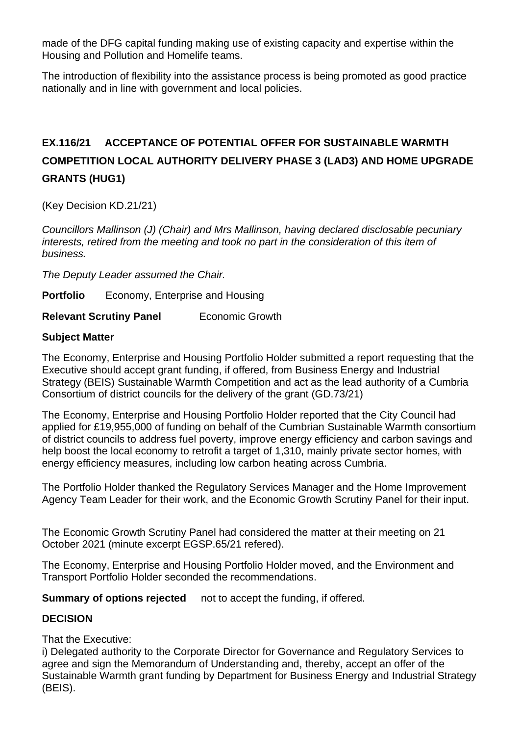made of the DFG capital funding making use of existing capacity and expertise within the Housing and Pollution and Homelife teams.

The introduction of flexibility into the assistance process is being promoted as good practice nationally and in line with government and local policies.

## EX.116/21 ACCEPTANCE OF POTENTIAL OFFER FOR SUSTAINABLE WARMTH COMPETITION LOCAL AUTHORITY DELIVERY PHASE 3 (LAD3) AND HOME UPGRADE GRANTS (HUG1)

(Key Decision KD.21/21)

*Councillors Mallinson (J) (Chair) and Mrs Mallinson, having declared disclosable pecuniary interests, retired from the meeting and took no part in the consideration of this item of business.*

*The Deputy Leader assumed the Chair.*

**Portfolio** Economy, Enterprise and Housing

**Relevant Scrutiny Panel** Economic Growth

**Subject Matter**

The Economy, Enterprise and Housing Portfolio Holder submitted a report requesting that the Executive should accept grant funding, if offered, from Business Energy and Industrial Strategy (BEIS) Sustainable Warmth Competition and act as the lead authority of a Cumbria Consortium of district councils for the delivery of the grant (GD.73/21)

The Economy, Enterprise and Housing Portfolio Holder reported that the City Council had applied for £19,955,000 of funding on behalf of the Cumbrian Sustainable Warmth consortium of district councils to address fuel poverty, improve energy efficiency and carbon savings and help boost the local economy to retrofit a target of 1,310, mainly private sector homes, with energy efficiency measures, including low carbon heating across Cumbria.

The Portfolio Holder thanked the Regulatory Services Manager and the Home Improvement Agency Team Leader for their work, and the Economic Growth Scrutiny Panel for their input.

The Economic Growth Scrutiny Panel had considered the matter at their meeting on 21 October 2021 (minute excerpt EGSP.65/21 refered).

The Economy, Enterprise and Housing Portfolio Holder moved, and the Environment and Transport Portfolio Holder seconded the recommendations.

**Summary of options rejected** not to accept the funding, if offered.

**DECISION**

That the Executive:

i) Delegated authority to the Corporate Director for Governance and Regulatory Services to agree and sign the Memorandum of Understanding and, thereby, accept an offer of the Sustainable Warmth grant funding by Department for Business Energy and Industrial Strategy (BEIS).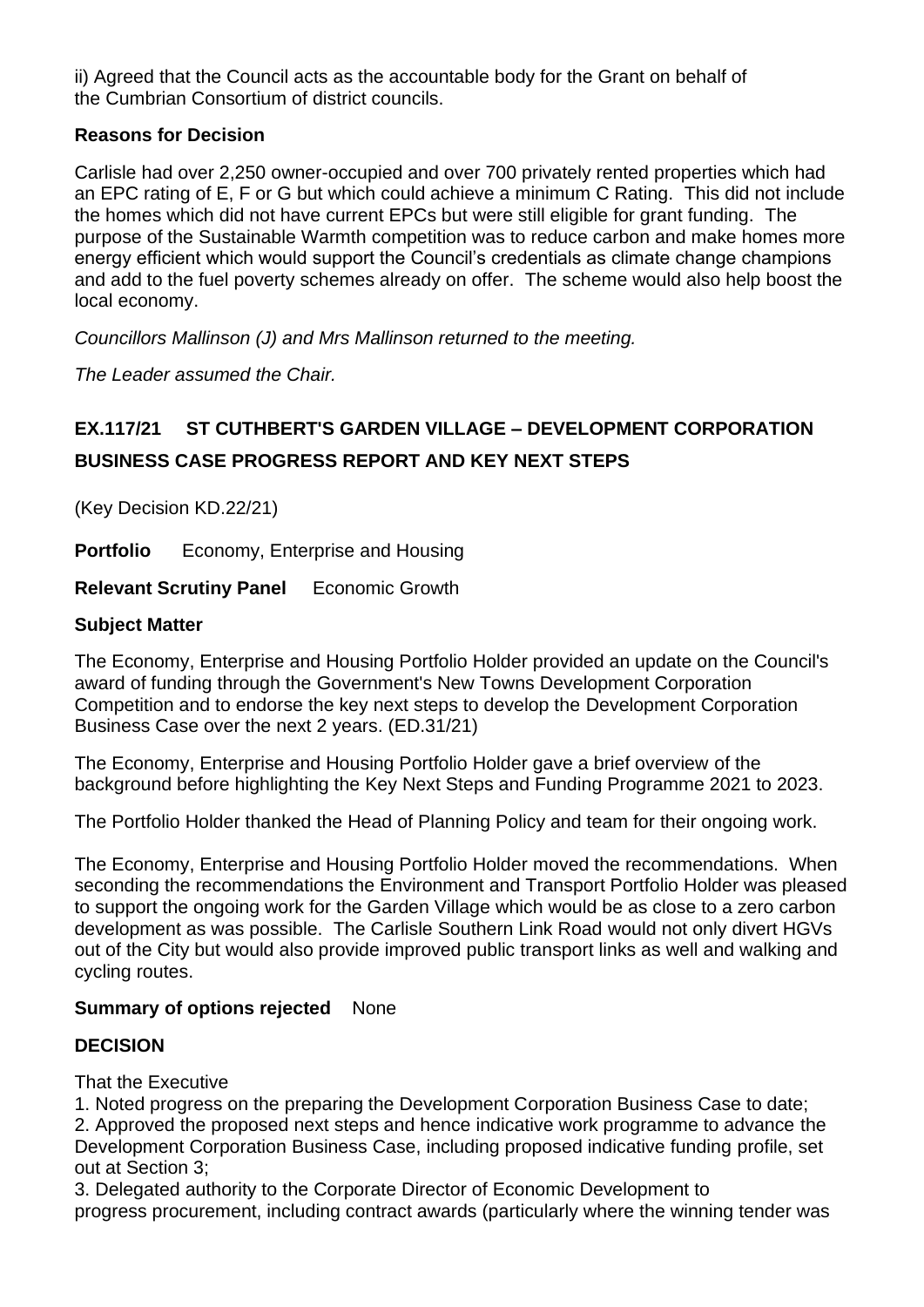ii) Agreed that the Council acts as the accountable body for the Grant on behalf of the Cumbrian Consortium of district councils.

**Reasons for Decision**

Carlisle had over 2,250 owner-occupied and over 700 privately rented properties which had an EPC rating of E, F or G but which could achieve a minimum C Rating. This did not include the homes which did not have current EPCs but were still eligible for grant funding. The purpose of the Sustainable Warmth competition was to reduce carbon and make homes more energy efficient which would support the Council's credentials as climate change champions and add to the fuel poverty schemes already on offer. The scheme would also help boost the local economy.

*Councillors Mallinson (J) and Mrs Mallinson returned to the meeting.*

*The Leader assumed the Chair.*

## EX.117/21 ST CUTHBERT'S GARDEN VILLAGE – DEVELOPMENT CORPORATION BUSINESS CASE PROGRESS REPORT AND KEY NEXT STEPS

(Key Decision KD.22/21)

**Portfolio** Economy, Enterprise and Housing

**Relevant Scrutiny Panel** Economic Growth

**Subject Matter**

The Economy, Enterprise and Housing Portfolio Holder provided an update on the Council's award of funding through the Government's New Towns Development Corporation Competition and to endorse the key next steps to develop the Development Corporation Business Case over the next 2 years. (ED.31/21)

The Economy, Enterprise and Housing Portfolio Holder gave a brief overview of the background before highlighting the Key Next Steps and Funding Programme 2021 to 2023.

The Portfolio Holder thanked the Head of Planning Policy and team for their ongoing work.

The Economy, Enterprise and Housing Portfolio Holder moved the recommendations. When seconding the recommendations the Environment and Transport Portfolio Holder was pleased to support the ongoing work for the Garden Village which would be as close to a zero carbon development as was possible. The Carlisle Southern Link Road would not only divert HGVs out of the City but would also provide improved public transport links as well and walking and cycling routes.

**Summary of options rejected** None

**DECISION**

That the Executive

1. Noted progress on the preparing the Development Corporation Business Case to date;
2. Approved the proposed next steps and hence indicative work programme to advance the Development Corporation Business Case, including proposed indicative funding profile, set out at Section 3;
3. Delegated authority to the Corporate Director of Economic Development to progress procurement, including contract awards (particularly where the winning tender was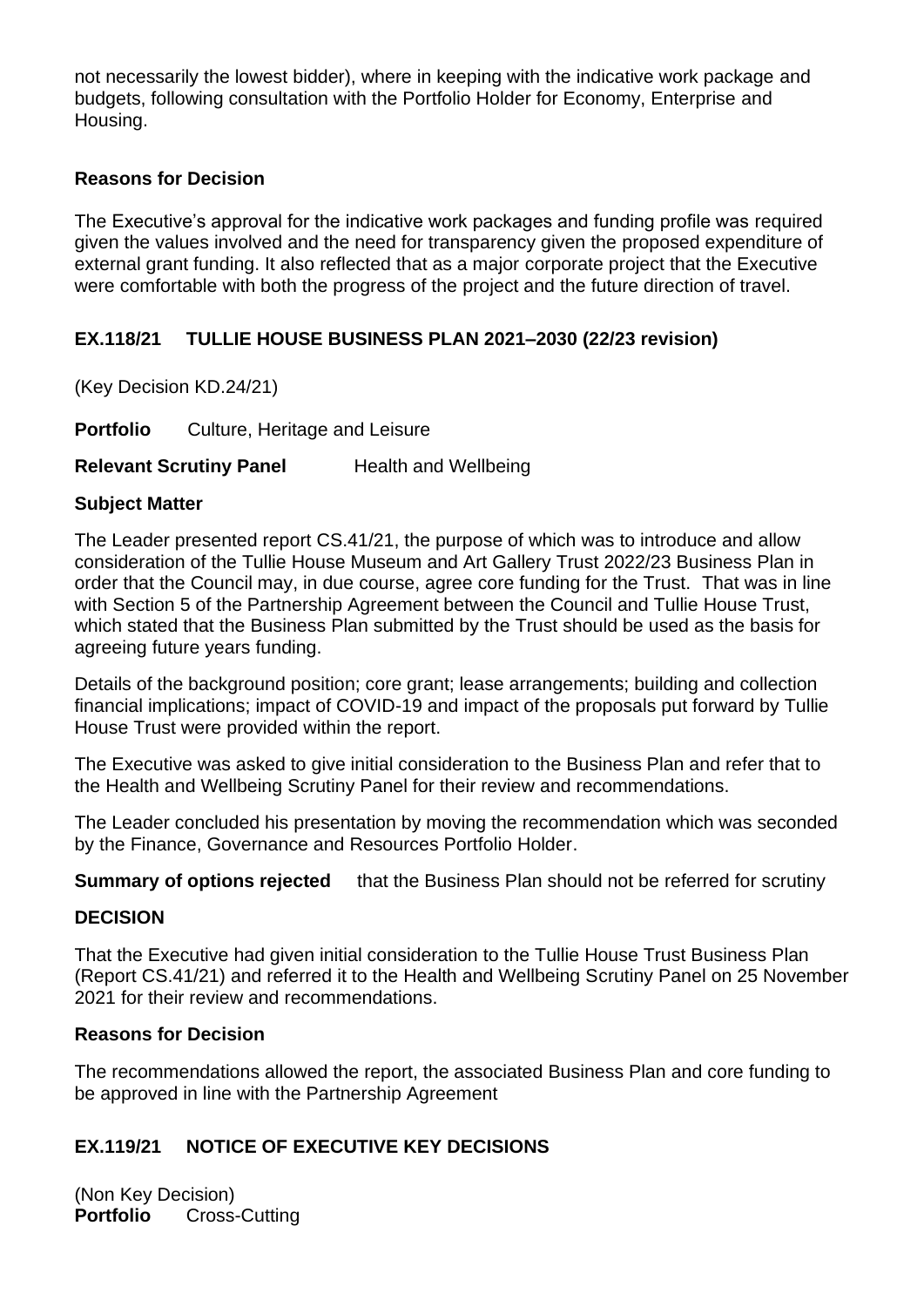not necessarily the lowest bidder), where in keeping with the indicative work package and budgets, following consultation with the Portfolio Holder for Economy, Enterprise and Housing.

**Reasons for Decision**

The Executive's approval for the indicative work packages and funding profile was required given the values involved and the need for transparency given the proposed expenditure of external grant funding. It also reflected that as a major corporate project that the Executive were comfortable with both the progress of the project and the future direction of travel.

## EX.118/21 TULLIE HOUSE BUSINESS PLAN 2021–2030 (22/23 revision)

(Key Decision KD.24/21)

**Portfolio** Culture, Heritage and Leisure

**Relevant Scrutiny Panel** Health and Wellbeing

**Subject Matter**

The Leader presented report CS.41/21, the purpose of which was to introduce and allow consideration of the Tullie House Museum and Art Gallery Trust 2022/23 Business Plan in order that the Council may, in due course, agree core funding for the Trust. That was in line with Section 5 of the Partnership Agreement between the Council and Tullie House Trust, which stated that the Business Plan submitted by the Trust should be used as the basis for agreeing future years funding.

Details of the background position; core grant; lease arrangements; building and collection financial implications; impact of COVID-19 and impact of the proposals put forward by Tullie House Trust were provided within the report.

The Executive was asked to give initial consideration to the Business Plan and refer that to the Health and Wellbeing Scrutiny Panel for their review and recommendations.

The Leader concluded his presentation by moving the recommendation which was seconded by the Finance, Governance and Resources Portfolio Holder.

**Summary of options rejected** that the Business Plan should not be referred for scrutiny

**DECISION**

That the Executive had given initial consideration to the Tullie House Trust Business Plan (Report CS.41/21) and referred it to the Health and Wellbeing Scrutiny Panel on 25 November 2021 for their review and recommendations.

**Reasons for Decision**

The recommendations allowed the report, the associated Business Plan and core funding to be approved in line with the Partnership Agreement

## EX.119/21 NOTICE OF EXECUTIVE KEY DECISIONS

(Non Key Decision)
**Portfolio** Cross-Cutting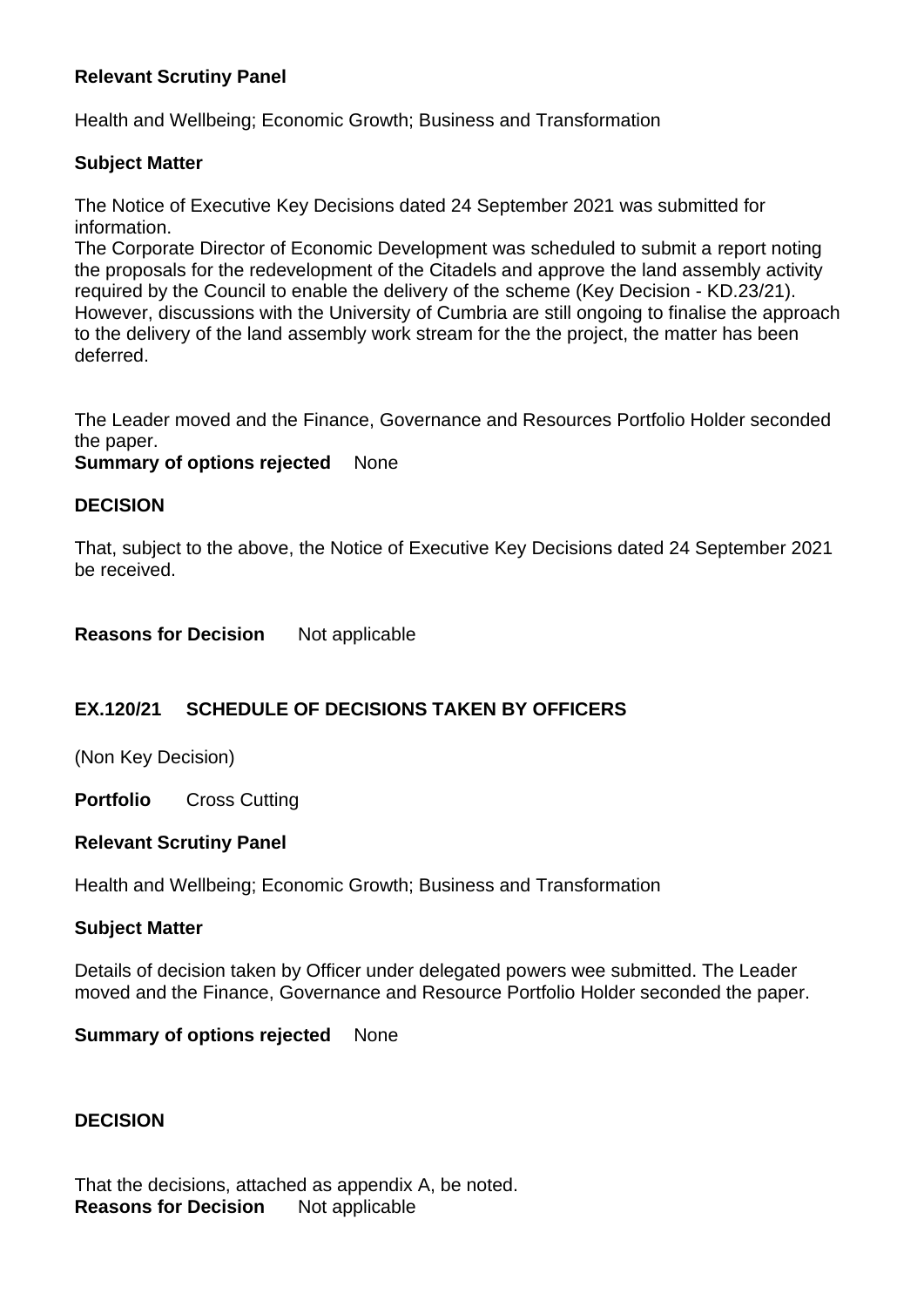**Relevant Scrutiny Panel**

Health and Wellbeing; Economic Growth; Business and Transformation

**Subject Matter**

The Notice of Executive Key Decisions dated 24 September 2021 was submitted for information.
The Corporate Director of Economic Development was scheduled to submit a report noting the proposals for the redevelopment of the Citadels and approve the land assembly activity required by the Council to enable the delivery of the scheme (Key Decision - KD.23/21). However, discussions with the University of Cumbria are still ongoing to finalise the approach to the delivery of the land assembly work stream for the the project, the matter has been deferred.

The Leader moved and the Finance, Governance and Resources Portfolio Holder seconded the paper.
**Summary of options rejected** None

**DECISION**

That, subject to the above, the Notice of Executive Key Decisions dated 24 September 2021 be received.

**Reasons for Decision** Not applicable

## EX.120/21 SCHEDULE OF DECISIONS TAKEN BY OFFICERS

(Non Key Decision)

**Portfolio** Cross Cutting

**Relevant Scrutiny Panel**

Health and Wellbeing; Economic Growth; Business and Transformation

**Subject Matter**

Details of decision taken by Officer under delegated powers wee submitted. The Leader moved and the Finance, Governance and Resource Portfolio Holder seconded the paper.

**Summary of options rejected** None

**DECISION**

That the decisions, attached as appendix A, be noted.
**Reasons for Decision** Not applicable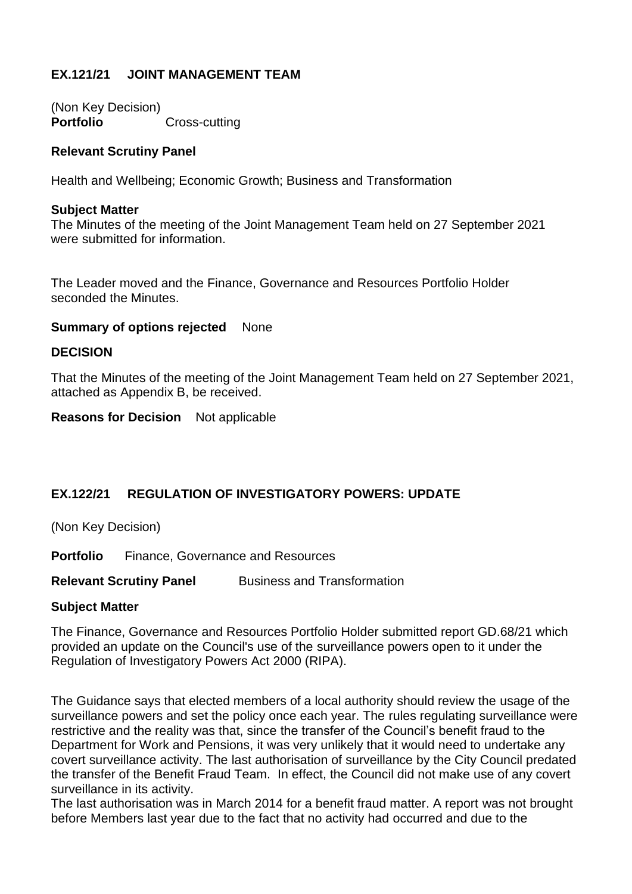## EX.121/21 JOINT MANAGEMENT TEAM

(Non Key Decision)
**Portfolio** Cross-cutting

**Relevant Scrutiny Panel**

Health and Wellbeing; Economic Growth; Business and Transformation

**Subject Matter**
The Minutes of the meeting of the Joint Management Team held on 27 September 2021 were submitted for information.

The Leader moved and the Finance, Governance and Resources Portfolio Holder seconded the Minutes.

**Summary of options rejected** None

**DECISION**

That the Minutes of the meeting of the Joint Management Team held on 27 September 2021, attached as Appendix B, be received.

**Reasons for Decision** Not applicable

## EX.122/21 REGULATION OF INVESTIGATORY POWERS: UPDATE

(Non Key Decision)

**Portfolio** Finance, Governance and Resources

**Relevant Scrutiny Panel** Business and Transformation

**Subject Matter**

The Finance, Governance and Resources Portfolio Holder submitted report GD.68/21 which provided an update on the Council's use of the surveillance powers open to it under the Regulation of Investigatory Powers Act 2000 (RIPA).

The Guidance says that elected members of a local authority should review the usage of the surveillance powers and set the policy once each year. The rules regulating surveillance were restrictive and the reality was that, since the transfer of the Council's benefit fraud to the Department for Work and Pensions, it was very unlikely that it would need to undertake any covert surveillance activity. The last authorisation of surveillance by the City Council predated the transfer of the Benefit Fraud Team. In effect, the Council did not make use of any covert surveillance in its activity.
The last authorisation was in March 2014 for a benefit fraud matter. A report was not brought before Members last year due to the fact that no activity had occurred and due to the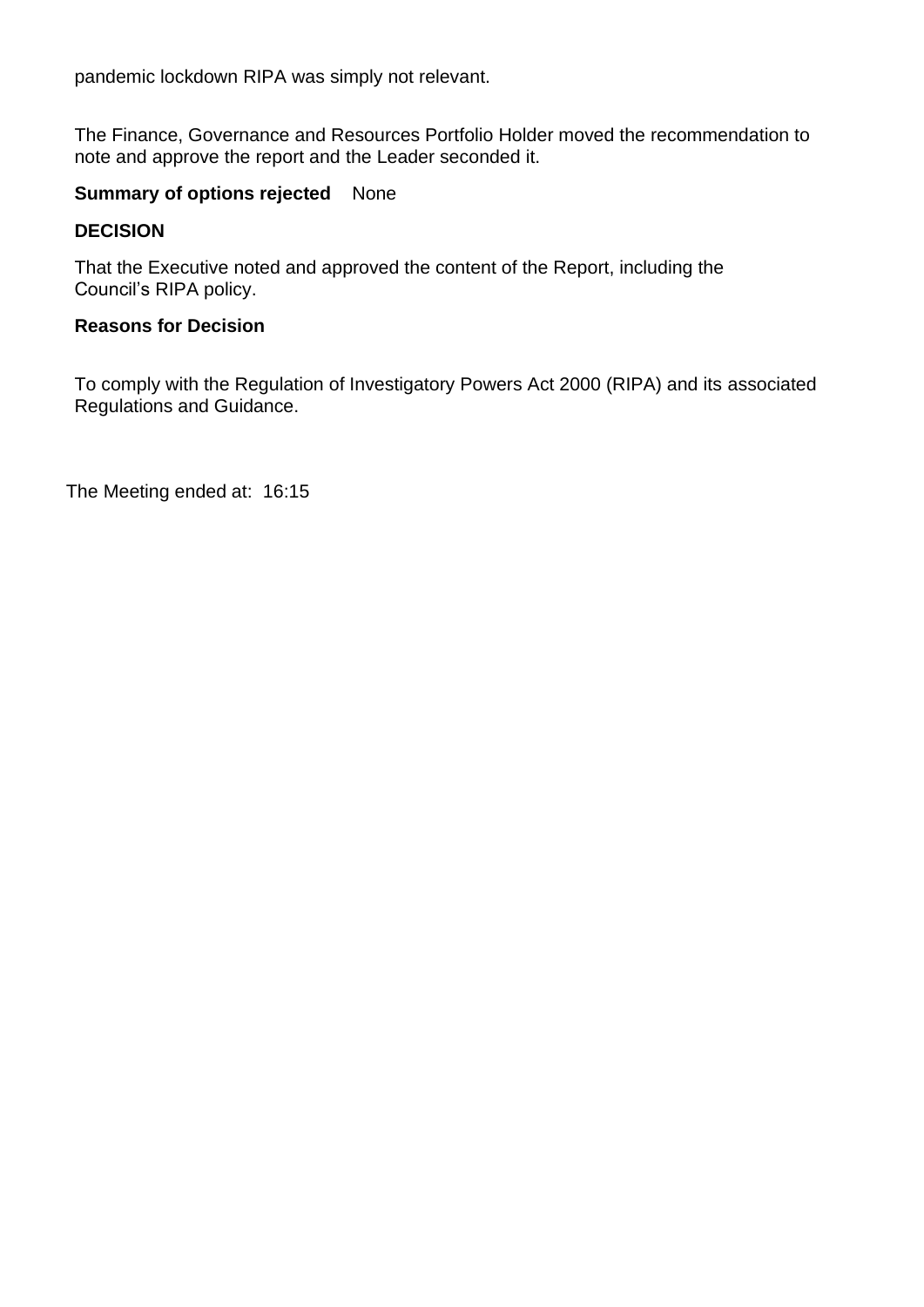pandemic lockdown RIPA was simply not relevant.

The Finance, Governance and Resources Portfolio Holder moved the recommendation to note and approve the report and the Leader seconded it.

**Summary of options rejected** None

**DECISION**

That the Executive noted and approved the content of the Report, including the Council's RIPA policy.

**Reasons for Decision**

To comply with the Regulation of Investigatory Powers Act 2000 (RIPA) and its associated Regulations and Guidance.

The Meeting ended at: 16:15